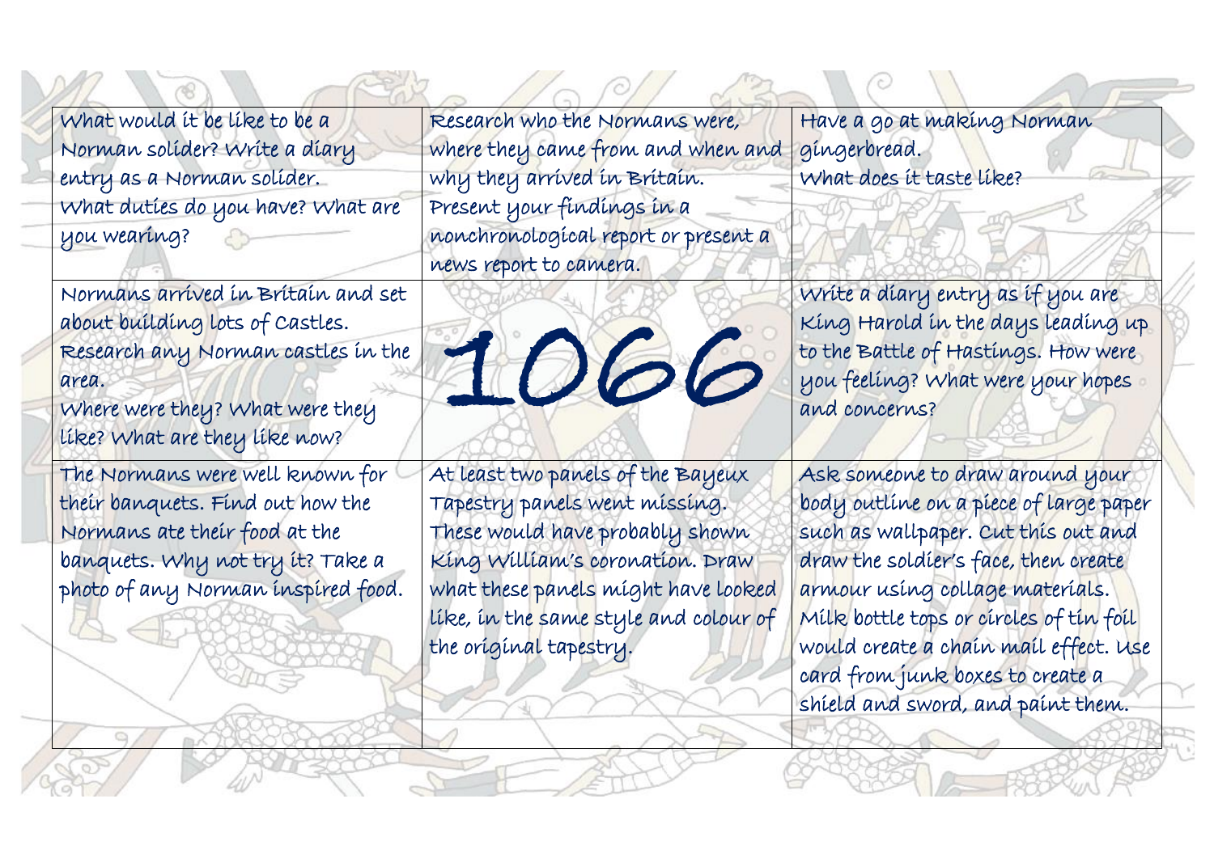| | | |
|---|---|---|
| What would it be like to be a Norman solider? Write a diary entry as a Norman solider. What duties do you have? What are you wearing? | Research who the Normans were, where they came from and when and why they arrived in Britain. Present your findings in a nonchronological report or present a news report to camera. | Have a go at making Norman gingerbread. What does it taste like? |
| Normans arrived in Britain and set about building lots of Castles. Research any Norman castles in the area. Where were they? What were they like? What are they like now? | 1066 | Write a diary entry as if you are King Harold in the days leading up to the Battle of Hastings. How were you feeling? What were your hopes and concerns? |
| The Normans were well known for their banquets. Find out how the Normans ate their food at the banquets. Why not try it? Take a photo of any Norman inspired food. | At least two panels of the Bayeux Tapestry panels went missing. These would have probably shown King William's coronation. Draw what these panels might have looked like, in the same style and colour of the original tapestry. | Ask someone to draw around your body outline on a piece of large paper such as wallpaper. Cut this out and draw the soldier's face, then create armour using collage materials. Milk bottle tops or circles of tin foil would create a chain mail effect. Use card from junk boxes to create a shield and sword, and paint them. |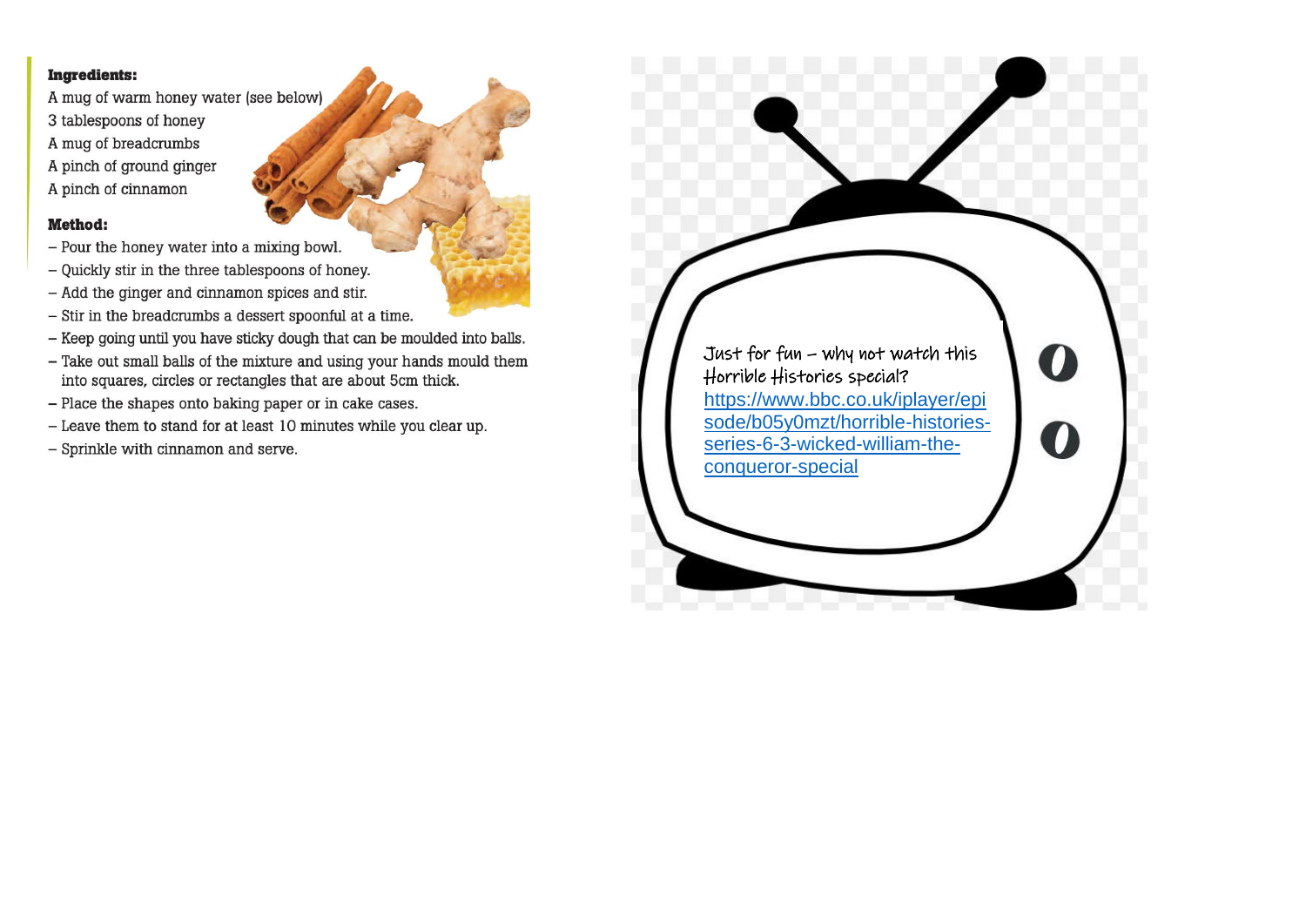**Ingredients:**

A mug of warm honey water (see below)
3 tablespoons of honey
A mug of breadcrumbs
A pinch of ground ginger
A pinch of cinnamon

**Method:**

- Pour the honey water into a mixing bowl.
- Quickly stir in the three tablespoons of honey.
- Add the ginger and cinnamon spices and stir.
- Stir in the breadcrumbs a dessert spoonful at a time.
- Keep going until you have sticky dough that can be moulded into balls.
- Take out small balls of the mixture and using your hands mould them into squares, circles or rectangles that are about 5cm thick.
- Place the shapes onto baking paper or in cake cases.
- Leave them to stand for at least 10 minutes while you clear up.
- Sprinkle with cinnamon and serve.

Just for fun – why not watch this Horrible Histories special?
https://www.bbc.co.uk/iplayer/episode/b05y0mzt/horrible-histories-series-6-3-wicked-william-the-conqueror-special